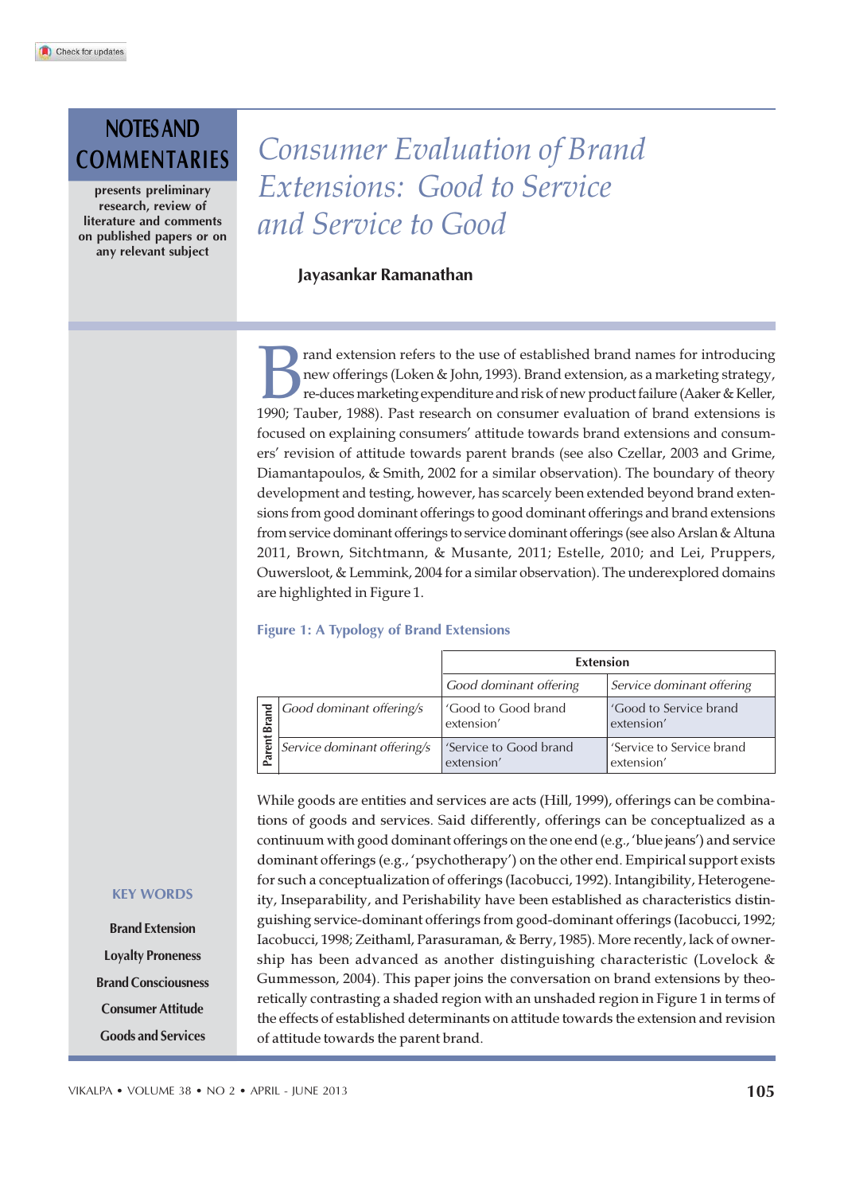NOTES AND COMMENTARIES

presents preliminary research, review of literature and comments on published papers or on any relevant subject

# Consumer Evaluation of Brand Extensions: Good to Service and Service to Good

**Jayasankar Ramanathan**

Brand extension refers to the use of established brand names for introducing new offerings (Loken & John, 1993). Brand extension, as a marketing strategy, re-duces marketing expenditure and risk of new product failure (Aaker & Keller, 1990; Tauber, 1988). Past research on consumer evaluation of brand extensions is focused on explaining consumers' attitude towards brand extensions and consumers' revision of attitude towards parent brands (see also Czellar, 2003 and Grime, Diamantapoulos, & Smith, 2002 for a similar observation). The boundary of theory development and testing, however, has scarcely been extended beyond brand extensions from good dominant offerings to good dominant offerings and brand extensions from service dominant offerings to service dominant offerings (see also Arslan & Altuna 2011, Brown, Sitchtmann, & Musante, 2011; Estelle, 2010; and Lei, Pruppers, Ouwersloot, & Lemmink, 2004 for a similar observation). The underexplored domains are highlighted in Figure 1.

**Figure 1: A Typology of Brand Extensions**

| | | Extension | |
|---|---|---|---|
| | | *Good dominant offering* | *Service dominant offering* |
| Parent Brand | *Good dominant offering/s* | 'Good to Good brand extension' | 'Good to Service brand extension' |
| | *Service dominant offering/s* | 'Service to Good brand extension' | 'Service to Service brand extension' |

While goods are entities and services are acts (Hill, 1999), offerings can be combinations of goods and services. Said differently, offerings can be conceptualized as a continuum with good dominant offerings on the one end (e.g., 'blue jeans') and service dominant offerings (e.g., 'psychotherapy') on the other end. Empirical support exists for such a conceptualization of offerings (Iacobucci, 1992). Intangibility, Heterogeneity, Inseparability, and Perishability have been established as characteristics distinguishing service-dominant offerings from good-dominant offerings (Iacobucci, 1992; Iacobucci, 1998; Zeithaml, Parasuraman, & Berry, 1985). More recently, lack of ownership has been advanced as another distinguishing characteristic (Lovelock & Gummesson, 2004). This paper joins the conversation on brand extensions by theoretically contrasting a shaded region with an unshaded region in Figure 1 in terms of the effects of established determinants on attitude towards the extension and revision of attitude towards the parent brand.

**KEY WORDS**

Brand Extension

Loyalty Proneness

Brand Consciousness

Consumer Attitude

Goods and Services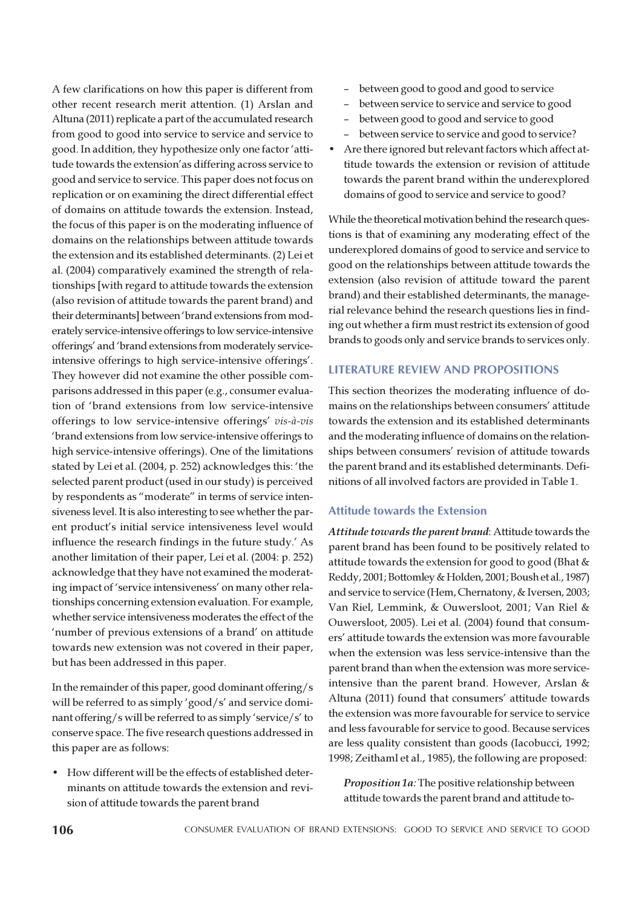A few clarifications on how this paper is different from other recent research merit attention. (1) Arslan and Altuna (2011) replicate a part of the accumulated research from good to good into service to service and service to good. In addition, they hypothesize only one factor 'attitude towards the extension' as differing across service to good and service to service. This paper does not focus on replication or on examining the direct differential effect of domains on attitude towards the extension. Instead, the focus of this paper is on the moderating influence of domains on the relationships between attitude towards the extension and its established determinants. (2) Lei et al. (2004) comparatively examined the strength of relationships [with regard to attitude towards the extension (also revision of attitude towards the parent brand) and their determinants] between 'brand extensions from moderately service-intensive offerings to low service-intensive offerings' and 'brand extensions from moderately service-intensive offerings to high service-intensive offerings'. They however did not examine the other possible comparisons addressed in this paper (e.g., consumer evaluation of 'brand extensions from low service-intensive offerings to low service-intensive offerings' *vis-à-vis* 'brand extensions from low service-intensive offerings to high service-intensive offerings). One of the limitations stated by Lei et al. (2004, p. 252) acknowledges this: 'the selected parent product (used in our study) is perceived by respondents as "moderate" in terms of service intensiveness level. It is also interesting to see whether the parent product's initial service intensiveness level would influence the research findings in the future study.' As another limitation of their paper, Lei et al. (2004: p. 252) acknowledge that they have not examined the moderating impact of 'service intensiveness' on many other relationships concerning extension evaluation. For example, whether service intensiveness moderates the effect of the 'number of previous extensions of a brand' on attitude towards new extension was not covered in their paper, but has been addressed in this paper.

In the remainder of this paper, good dominant offering/s will be referred to as simply 'good/s' and service dominant offering/s will be referred to as simply 'service/s' to conserve space. The five research questions addressed in this paper are as follows:

- How different will be the effects of established determinants on attitude towards the extension and revision of attitude towards the parent brand
  - between good to good and good to service
  - between service to service and service to good
  - between good to good and service to good
  - between service to service and good to service?
- Are there ignored but relevant factors which affect attitude towards the extension or revision of attitude towards the parent brand within the underexplored domains of good to service and service to good?

While the theoretical motivation behind the research questions is that of examining any moderating effect of the underexplored domains of good to service and service to good on the relationships between attitude towards the extension (also revision of attitude toward the parent brand) and their established determinants, the managerial relevance behind the research questions lies in finding out whether a firm must restrict its extension of good brands to goods only and service brands to services only.

## LITERATURE REVIEW AND PROPOSITIONS

This section theorizes the moderating influence of domains on the relationships between consumers' attitude towards the extension and its established determinants and the moderating influence of domains on the relationships between consumers' revision of attitude towards the parent brand and its established determinants. Definitions of all involved factors are provided in Table 1.

### Attitude towards the Extension

***Attitude towards the parent brand***: Attitude towards the parent brand has been found to be positively related to attitude towards the extension for good to good (Bhat & Reddy, 2001; Bottomley & Holden, 2001; Boush et al., 1987) and service to service (Hem, Chernatony, & Iversen, 2003; Van Riel, Lemmink, & Ouwersloot, 2001; Van Riel & Ouwersloot, 2005). Lei et al. (2004) found that consumers' attitude towards the extension was more favourable when the extension was less service-intensive than the parent brand than when the extension was more service-intensive than the parent brand. However, Arslan & Altuna (2011) found that consumers' attitude towards the extension was more favourable for service to service and less favourable for service to good. Because services are less quality consistent than goods (Iacobucci, 1992; 1998; Zeithaml et al., 1985), the following are proposed:

> ***Proposition 1a:*** The positive relationship between attitude towards the parent brand and attitude to-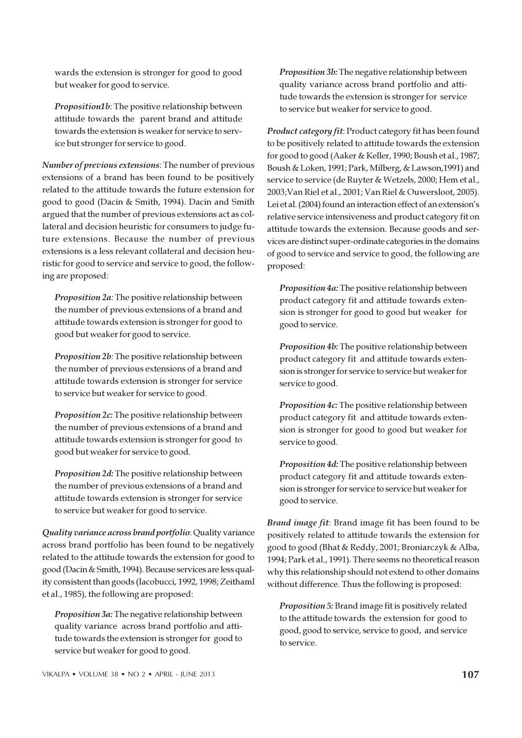wards the extension is stronger for good to good but weaker for good to service.

> ***Proposition1b:*** The positive relationship between attitude towards the parent brand and attitude towards the extension is weaker for service to service but stronger for service to good.

***Number of previous extensions***: The number of previous extensions of a brand has been found to be positively related to the attitude towards the future extension for good to good (Dacin & Smith, 1994). Dacin and Smith argued that the number of previous extensions act as collateral and decision heuristic for consumers to judge future extensions. Because the number of previous extensions is a less relevant collateral and decision heuristic for good to service and service to good, the following are proposed:

> ***Proposition 2a:*** The positive relationship between the number of previous extensions of a brand and attitude towards extension is stronger for good to good but weaker for good to service.

> ***Proposition 2b:*** The positive relationship between the number of previous extensions of a brand and attitude towards extension is stronger for service to service but weaker for service to good.

> ***Proposition 2c:*** The positive relationship between the number of previous extensions of a brand and attitude towards extension is stronger for good to good but weaker for service to good.

> ***Proposition 2d:*** The positive relationship between the number of previous extensions of a brand and attitude towards extension is stronger for service to service but weaker for good to service.

***Quality variance across brand portfolio***: Quality variance across brand portfolio has been found to be negatively related to the attitude towards the extension for good to good (Dacin & Smith, 1994). Because services are less quality consistent than goods (Iacobucci, 1992, 1998; Zeithaml et al., 1985), the following are proposed:

> ***Proposition 3a:*** The negative relationship between quality variance across brand portfolio and attitude towards the extension is stronger for good to service but weaker for good to good.

> ***Proposition 3b:*** The negative relationship between quality variance across brand portfolio and attitude towards the extension is stronger for service to service but weaker for service to good.

***Product category fit***: Product category fit has been found to be positively related to attitude towards the extension for good to good (Aaker & Keller, 1990; Boush et al., 1987; Boush & Loken, 1991; Park, Milberg, & Lawson,1991) and service to service (de Ruyter & Wetzels, 2000; Hem et al., 2003;Van Riel et al., 2001; Van Riel & Ouwersloot, 2005). Lei et al. (2004) found an interaction effect of an extension's relative service intensiveness and product category fit on attitude towards the extension. Because goods and services are distinct super-ordinate categories in the domains of good to service and service to good, the following are proposed:

> ***Proposition 4a:*** The positive relationship between product category fit and attitude towards extension is stronger for good to good but weaker for good to service.

> ***Proposition 4b:*** The positive relationship between product category fit and attitude towards extension is stronger for service to service but weaker for service to good.

> ***Proposition 4c:*** The positive relationship between product category fit and attitude towards extension is stronger for good to good but weaker for service to good.

> ***Proposition 4d:*** The positive relationship between product category fit and attitude towards extension is stronger for service to service but weaker for good to service.

***Brand image fit***: Brand image fit has been found to be positively related to attitude towards the extension for good to good (Bhat & Reddy, 2001; Broniarczyk & Alba, 1994; Park et al., 1991). There seems no theoretical reason why this relationship should not extend to other domains without difference. Thus the following is proposed:

> ***Proposition 5:*** Brand image fit is positively related to the attitude towards the extension for good to good, good to service, service to good, and service to service.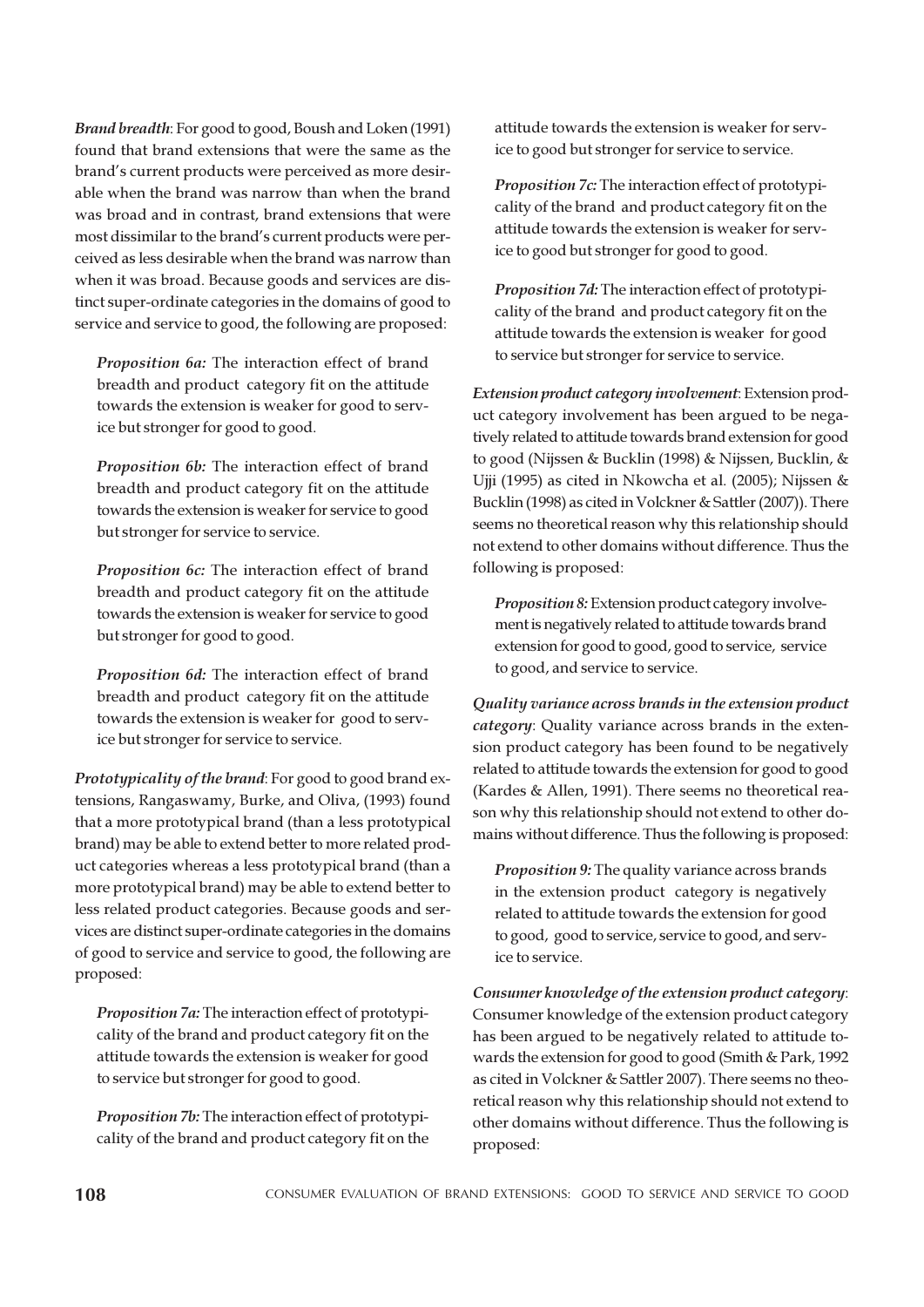***Brand breadth***: For good to good, Boush and Loken (1991) found that brand extensions that were the same as the brand's current products were perceived as more desirable when the brand was narrow than when the brand was broad and in contrast, brand extensions that were most dissimilar to the brand's current products were perceived as less desirable when the brand was narrow than when it was broad. Because goods and services are distinct super-ordinate categories in the domains of good to service and service to good, the following are proposed:

> ***Proposition 6a:*** The interaction effect of brand breadth and product category fit on the attitude towards the extension is weaker for good to service but stronger for good to good.

> ***Proposition 6b:*** The interaction effect of brand breadth and product category fit on the attitude towards the extension is weaker for service to good but stronger for service to service.

> ***Proposition 6c:*** The interaction effect of brand breadth and product category fit on the attitude towards the extension is weaker for service to good but stronger for good to good.

> ***Proposition 6d:*** The interaction effect of brand breadth and product category fit on the attitude towards the extension is weaker for good to service but stronger for service to service.

***Prototypicality of the brand***: For good to good brand extensions, Rangaswamy, Burke, and Oliva, (1993) found that a more prototypical brand (than a less prototypical brand) may be able to extend better to more related product categories whereas a less prototypical brand (than a more prototypical brand) may be able to extend better to less related product categories. Because goods and services are distinct super-ordinate categories in the domains of good to service and service to good, the following are proposed:

> ***Proposition 7a:*** The interaction effect of prototypicality of the brand and product category fit on the attitude towards the extension is weaker for good to service but stronger for good to good.

> ***Proposition 7b:*** The interaction effect of prototypicality of the brand and product category fit on the attitude towards the extension is weaker for service to good but stronger for service to service.

> ***Proposition 7c:*** The interaction effect of prototypicality of the brand and product category fit on the attitude towards the extension is weaker for service to good but stronger for good to good.

> ***Proposition 7d:*** The interaction effect of prototypicality of the brand and product category fit on the attitude towards the extension is weaker for good to service but stronger for service to service.

***Extension product category involvement***: Extension product category involvement has been argued to be negatively related to attitude towards brand extension for good to good (Nijssen & Bucklin (1998) & Nijssen, Bucklin, & Ujji (1995) as cited in Nkowcha et al. (2005); Nijssen & Bucklin (1998) as cited in Volckner & Sattler (2007)). There seems no theoretical reason why this relationship should not extend to other domains without difference. Thus the following is proposed:

> ***Proposition 8:*** Extension product category involvement is negatively related to attitude towards brand extension for good to good, good to service, service to good, and service to service.

***Quality variance across brands in the extension product category***: Quality variance across brands in the extension product category has been found to be negatively related to attitude towards the extension for good to good (Kardes & Allen, 1991). There seems no theoretical reason why this relationship should not extend to other domains without difference. Thus the following is proposed:

> ***Proposition 9:*** The quality variance across brands in the extension product category is negatively related to attitude towards the extension for good to good, good to service, service to good, and service to service.

***Consumer knowledge of the extension product category***: Consumer knowledge of the extension product category has been argued to be negatively related to attitude towards the extension for good to good (Smith & Park, 1992 as cited in Volckner & Sattler 2007). There seems no theoretical reason why this relationship should not extend to other domains without difference. Thus the following is proposed: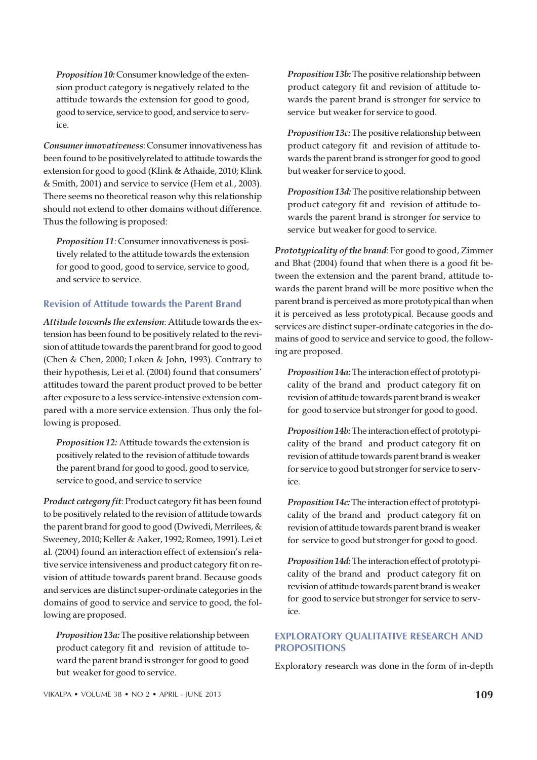*Proposition 10:* Consumer knowledge of the extension product category is negatively related to the attitude towards the extension for good to good, good to service, service to good, and service to service.

***Consumer innovativeness***: Consumer innovativeness has been found to be positivelyrelated to attitude towards the extension for good to good (Klink & Athaide, 2010; Klink & Smith, 2001) and service to service (Hem et al., 2003). There seems no theoretical reason why this relationship should not extend to other domains without difference. Thus the following is proposed:

*Proposition 11:* Consumer innovativeness is positively related to the attitude towards the extension for good to good, good to service, service to good, and service to service.

### Revision of Attitude towards the Parent Brand

***Attitude towards the extension***: Attitude towards the extension has been found to be positively related to the revision of attitude towards the parent brand for good to good (Chen & Chen, 2000; Loken & John, 1993). Contrary to their hypothesis, Lei et al. (2004) found that consumers' attitudes toward the parent product proved to be better after exposure to a less service-intensive extension compared with a more service extension. Thus only the following is proposed.

*Proposition 12:* Attitude towards the extension is positively related to the revision of attitude towards the parent brand for good to good, good to service, service to good, and service to service

***Product category fit***: Product category fit has been found to be positively related to the revision of attitude towards the parent brand for good to good (Dwivedi, Merrilees, & Sweeney, 2010; Keller & Aaker, 1992; Romeo, 1991). Lei et al. (2004) found an interaction effect of extension's relative service intensiveness and product category fit on revision of attitude towards parent brand. Because goods and services are distinct super-ordinate categories in the domains of good to service and service to good, the following are proposed.

*Proposition 13a:* The positive relationship between product category fit and revision of attitude toward the parent brand is stronger for good to good but weaker for good to service.

*Proposition 13b:* The positive relationship between product category fit and revision of attitude towards the parent brand is stronger for service to service but weaker for service to good.

*Proposition 13c:* The positive relationship between product category fit and revision of attitude towards the parent brand is stronger for good to good but weaker for service to good.

*Proposition 13d:* The positive relationship between product category fit and revision of attitude towards the parent brand is stronger for service to service but weaker for good to service.

***Prototypicality of the brand***: For good to good, Zimmer and Bhat (2004) found that when there is a good fit between the extension and the parent brand, attitude towards the parent brand will be more positive when the parent brand is perceived as more prototypical than when it is perceived as less prototypical. Because goods and services are distinct super-ordinate categories in the domains of good to service and service to good, the following are proposed.

*Proposition 14a:* The interaction effect of prototypicality of the brand and product category fit on revision of attitude towards parent brand is weaker for good to service but stronger for good to good.

*Proposition 14b:* The interaction effect of prototypicality of the brand and product category fit on revision of attitude towards parent brand is weaker for service to good but stronger for service to service.

*Proposition 14c:* The interaction effect of prototypicality of the brand and product category fit on revision of attitude towards parent brand is weaker for service to good but stronger for good to good.

*Proposition 14d:* The interaction effect of prototypicality of the brand and product category fit on revision of attitude towards parent brand is weaker for good to service but stronger for service to service.

## EXPLORATORY QUALITATIVE RESEARCH AND PROPOSITIONS

Exploratory research was done in the form of in-depth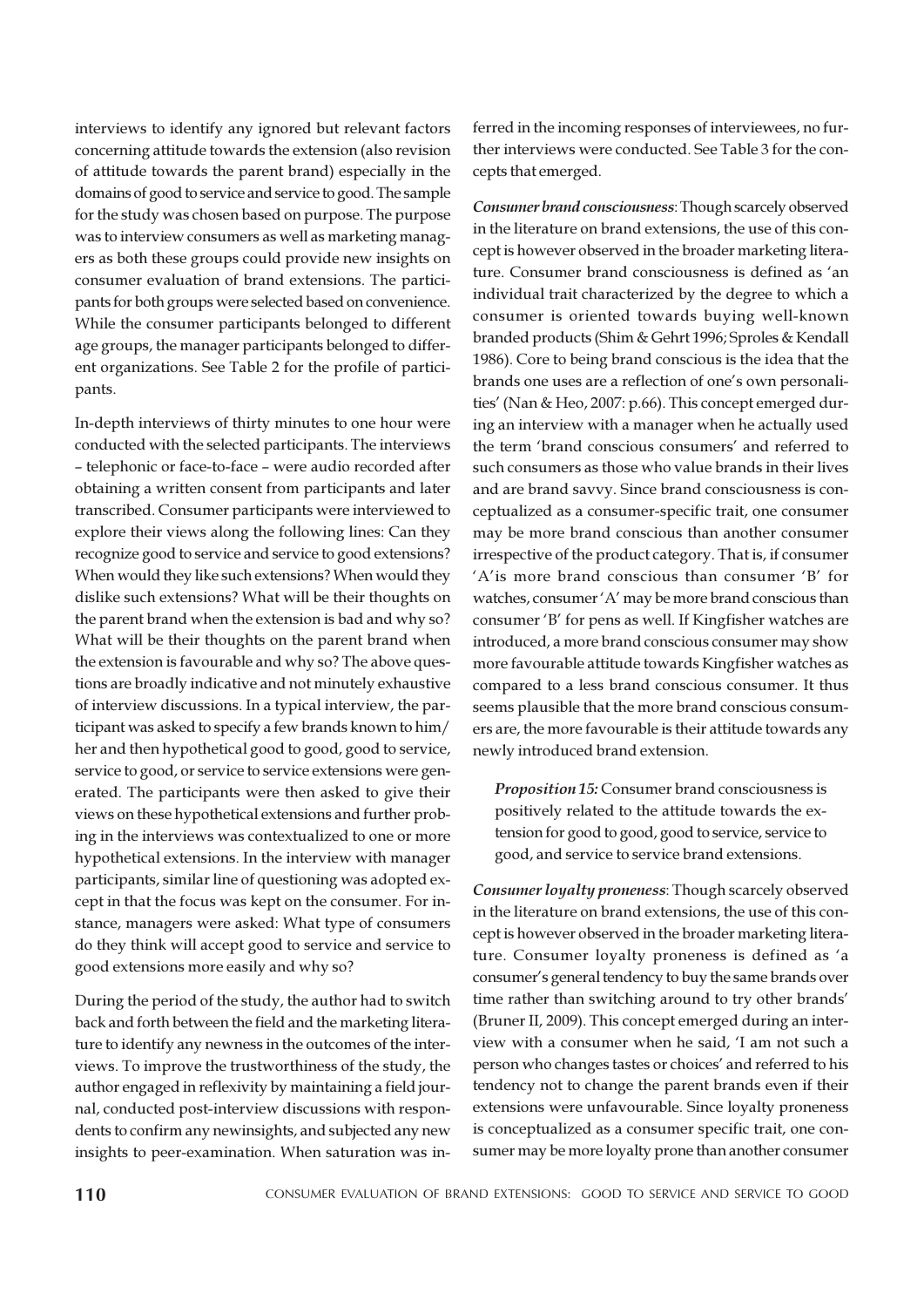interviews to identify any ignored but relevant factors concerning attitude towards the extension (also revision of attitude towards the parent brand) especially in the domains of good to service and service to good. The sample for the study was chosen based on purpose. The purpose was to interview consumers as well as marketing managers as both these groups could provide new insights on consumer evaluation of brand extensions. The participants for both groups were selected based on convenience. While the consumer participants belonged to different age groups, the manager participants belonged to different organizations. See Table 2 for the profile of participants.

In-depth interviews of thirty minutes to one hour were conducted with the selected participants. The interviews – telephonic or face-to-face – were audio recorded after obtaining a written consent from participants and later transcribed. Consumer participants were interviewed to explore their views along the following lines: Can they recognize good to service and service to good extensions? When would they like such extensions? When would they dislike such extensions? What will be their thoughts on the parent brand when the extension is bad and why so? What will be their thoughts on the parent brand when the extension is favourable and why so? The above questions are broadly indicative and not minutely exhaustive of interview discussions. In a typical interview, the participant was asked to specify a few brands known to him/her and then hypothetical good to good, good to service, service to good, or service to service extensions were generated. The participants were then asked to give their views on these hypothetical extensions and further probing in the interviews was contextualized to one or more hypothetical extensions. In the interview with manager participants, similar line of questioning was adopted except in that the focus was kept on the consumer. For instance, managers were asked: What type of consumers do they think will accept good to service and service to good extensions more easily and why so?

During the period of the study, the author had to switch back and forth between the field and the marketing literature to identify any newness in the outcomes of the interviews. To improve the trustworthiness of the study, the author engaged in reflexivity by maintaining a field journal, conducted post-interview discussions with respondents to confirm any newinsights, and subjected any new insights to peer-examination. When saturation was inferred in the incoming responses of interviewees, no further interviews were conducted. See Table 3 for the concepts that emerged.

***Consumer brand consciousness***: Though scarcely observed in the literature on brand extensions, the use of this concept is however observed in the broader marketing literature. Consumer brand consciousness is defined as 'an individual trait characterized by the degree to which a consumer is oriented towards buying well-known branded products (Shim & Gehrt 1996; Sproles & Kendall 1986). Core to being brand conscious is the idea that the brands one uses are a reflection of one's own personalities' (Nan & Heo, 2007: p.66). This concept emerged during an interview with a manager when he actually used the term 'brand conscious consumers' and referred to such consumers as those who value brands in their lives and are brand savvy. Since brand consciousness is conceptualized as a consumer-specific trait, one consumer may be more brand conscious than another consumer irrespective of the product category. That is, if consumer 'A' is more brand conscious than consumer 'B' for watches, consumer 'A' may be more brand conscious than consumer 'B' for pens as well. If Kingfisher watches are introduced, a more brand conscious consumer may show more favourable attitude towards Kingfisher watches as compared to a less brand conscious consumer. It thus seems plausible that the more brand conscious consumers are, the more favourable is their attitude towards any newly introduced brand extension.

> ***Proposition 15:*** Consumer brand consciousness is positively related to the attitude towards the extension for good to good, good to service, service to good, and service to service brand extensions.

***Consumer loyalty proneness***: Though scarcely observed in the literature on brand extensions, the use of this concept is however observed in the broader marketing literature. Consumer loyalty proneness is defined as 'a consumer's general tendency to buy the same brands over time rather than switching around to try other brands' (Bruner II, 2009). This concept emerged during an interview with a consumer when he said, 'I am not such a person who changes tastes or choices' and referred to his tendency not to change the parent brands even if their extensions were unfavourable. Since loyalty proneness is conceptualized as a consumer specific trait, one consumer may be more loyalty prone than another consumer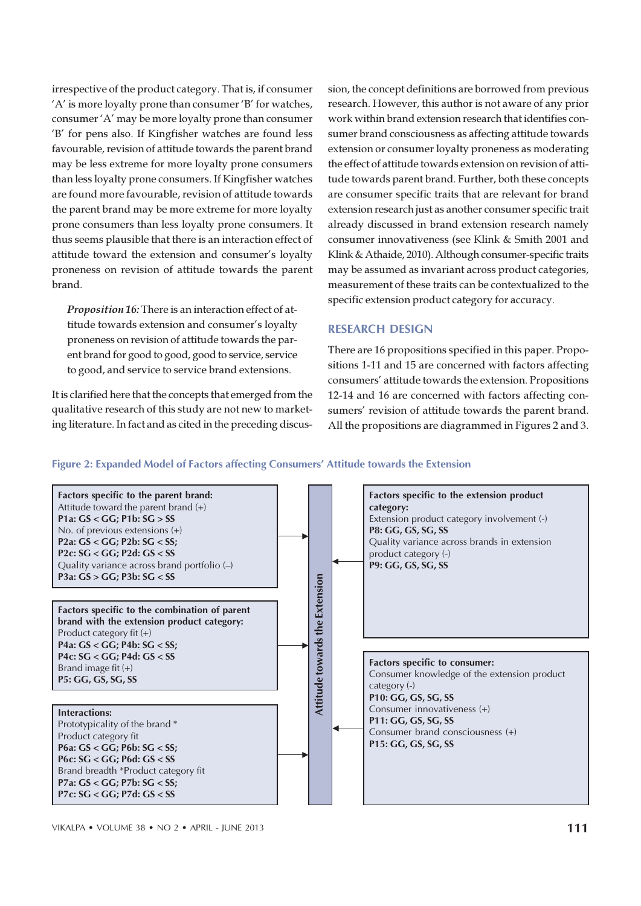irrespective of the product category. That is, if consumer 'A' is more loyalty prone than consumer 'B' for watches, consumer 'A' may be more loyalty prone than consumer 'B' for pens also. If Kingfisher watches are found less favourable, revision of attitude towards the parent brand may be less extreme for more loyalty prone consumers than less loyalty prone consumers. If Kingfisher watches are found more favourable, revision of attitude towards the parent brand may be more extreme for more loyalty prone consumers than less loyalty prone consumers. It thus seems plausible that there is an interaction effect of attitude toward the extension and consumer's loyalty proneness on revision of attitude towards the parent brand.

> ***Proposition 16:*** There is an interaction effect of attitude towards extension and consumer's loyalty proneness on revision of attitude towards the parent brand for good to good, good to service, service to good, and service to service brand extensions.

It is clarified here that the concepts that emerged from the qualitative research of this study are not new to marketing literature. In fact and as cited in the preceding discussion, the concept definitions are borrowed from previous research. However, this author is not aware of any prior work within brand extension research that identifies consumer brand consciousness as affecting attitude towards extension or consumer loyalty proneness as moderating the effect of attitude towards extension on revision of attitude towards parent brand. Further, both these concepts are consumer specific traits that are relevant for brand extension research just as another consumer specific trait already discussed in brand extension research namely consumer innovativeness (see Klink & Smith 2001 and Klink & Athaide, 2010). Although consumer-specific traits may be assumed as invariant across product categories, measurement of these traits can be contextualized to the specific extension product category for accuracy.

## RESEARCH DESIGN

There are 16 propositions specified in this paper. Propositions 1-11 and 15 are concerned with factors affecting consumers' attitude towards the extension. Propositions 12-14 and 16 are concerned with factors affecting consumers' revision of attitude towards the parent brand. All the propositions are diagrammed in Figures 2 and 3.

**Figure 2: Expanded Model of Factors affecting Consumers' Attitude towards the Extension**

**Factors specific to the parent brand:**
Attitude toward the parent brand (+)
**P1a: GS < GG; P1b: SG > SS**
No. of previous extensions (+)
**P2a: GS < GG; P2b: SG < SS;**
**P2c: SG < GG; P2d: GS < SS**
Quality variance across brand portfolio (–)
**P3a: GS > GG; P3b: SG < SS**

**Factors specific to the combination of parent brand with the extension product category:**
Product category fit (+)
**P4a: GS < GG; P4b: SG < SS;**
**P4c: SG < GG; P4d: GS < SS**
Brand image fit (+)
**P5: GG, GS, SG, SS**

**Interactions:**
Prototypicality of the brand *
Product category fit
**P6a: GS < GG; P6b: SG < SS;**
**P6c: SG < GG; P6d: GS < SS**
Brand breadth *Product category fit
**P7a: GS < GG; P7b: SG < SS;**
**P7c: SG < GG; P7d: GS < SS**

**Attitude towards the Extension**

**Factors specific to the extension product category:**
Extension product category involvement (-)
**P8: GG, GS, SG, SS**
Quality variance across brands in extension product category (-)
**P9: GG, GS, SG, SS**

**Factors specific to consumer:**
Consumer knowledge of the extension product category (-)
**P10: GG, GS, SG, SS**
Consumer innovativeness (+)
**P11: GG, GS, SG, SS**
Consumer brand consciousness (+)
**P15: GG, GS, SG, SS**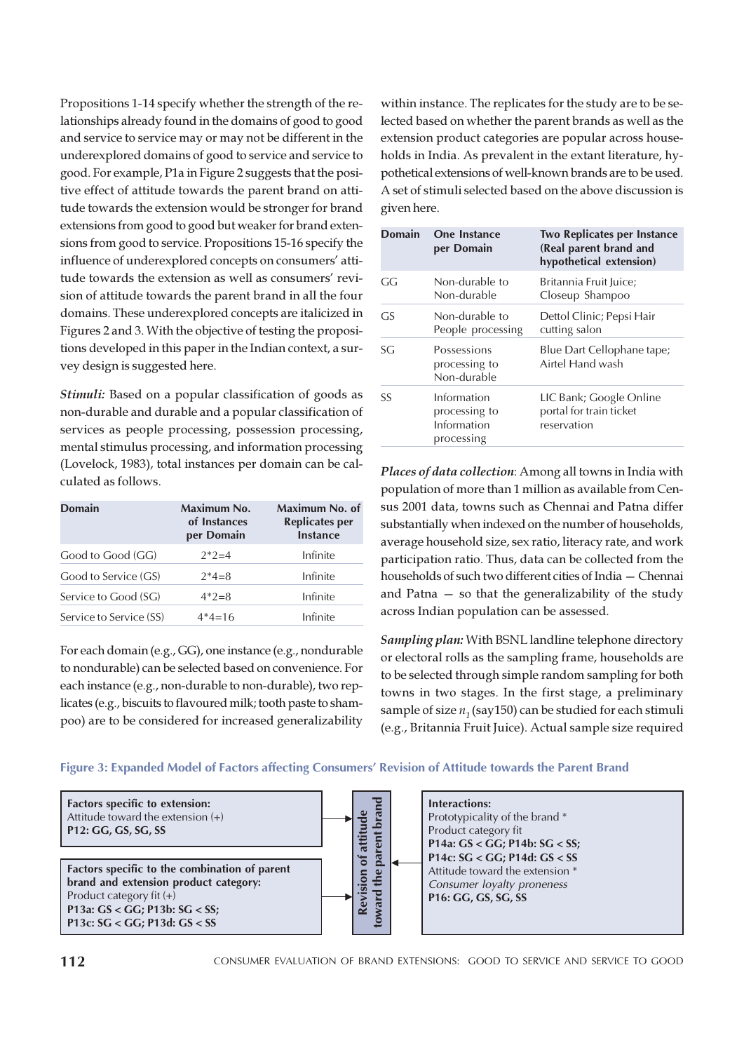Propositions 1-14 specify whether the strength of the relationships already found in the domains of good to good and service to service may or may not be different in the underexplored domains of good to service and service to good. For example, P1a in Figure 2 suggests that the positive effect of attitude towards the parent brand on attitude towards the extension would be stronger for brand extensions from good to good but weaker for brand extensions from good to service. Propositions 15-16 specify the influence of underexplored concepts on consumers' attitude towards the extension as well as consumers' revision of attitude towards the parent brand in all the four domains. These underexplored concepts are italicized in Figures 2 and 3. With the objective of testing the propositions developed in this paper in the Indian context, a survey design is suggested here.

***Stimuli:*** Based on a popular classification of goods as non-durable and durable and a popular classification of services as people processing, possession processing, mental stimulus processing, and information processing (Lovelock, 1983), total instances per domain can be calculated as follows.

| Domain | Maximum No. of Instances per Domain | Maximum No. of Replicates per Instance |
|---|---|---|
| Good to Good (GG) | 2*2=4 | Infinite |
| Good to Service (GS) | 2*4=8 | Infinite |
| Service to Good (SG) | 4*2=8 | Infinite |
| Service to Service (SS) | 4*4=16 | Infinite |

For each domain (e.g., GG), one instance (e.g., nondurable to nondurable) can be selected based on convenience. For each instance (e.g., non-durable to non-durable), two replicates (e.g., biscuits to flavoured milk; tooth paste to shampoo) are to be considered for increased generalizability within instance. The replicates for the study are to be selected based on whether the parent brands as well as the extension product categories are popular across households in India. As prevalent in the extant literature, hypothetical extensions of well-known brands are to be used. A set of stimuli selected based on the above discussion is given here.

| Domain | One Instance per Domain | Two Replicates per Instance (Real parent brand and hypothetical extension) |
|---|---|---|
| GG | Non-durable to Non-durable | Britannia Fruit Juice; Closeup Shampoo |
| GS | Non-durable to People processing | Dettol Clinic; Pepsi Hair cutting salon |
| SG | Possessions processing to Non-durable | Blue Dart Cellophane tape; Airtel Hand wash |
| SS | Information processing to Information processing | LIC Bank; Google Online portal for train ticket reservation |

***Places of data collection***: Among all towns in India with population of more than 1 million as available from Census 2001 data, towns such as Chennai and Patna differ substantially when indexed on the number of households, average household size, sex ratio, literacy rate, and work participation ratio. Thus, data can be collected from the households of such two different cities of India — Chennai and Patna — so that the generalizability of the study across Indian population can be assessed.

***Sampling plan:*** With BSNL landline telephone directory or electoral rolls as the sampling frame, households are to be selected through simple random sampling for both towns in two stages. In the first stage, a preliminary sample of size $n_1$ (say150) can be studied for each stimuli (e.g., Britannia Fruit Juice). Actual sample size required

**Figure 3: Expanded Model of Factors affecting Consumers' Revision of Attitude towards the Parent Brand**

| Factors | | Outcome |
|---|---|---|
| **Factors specific to extension:** Attitude toward the extension (+) **P12: GG, GS, SG, SS** | → | **Revision of attitude toward the parent brand** |
| **Factors specific to the combination of parent brand and extension product category:** Product category fit (+) **P13a: GS < GG; P13b: SG < SS; P13c: SG < GG; P13d: GS < SS** | → | **Revision of attitude toward the parent brand** |
| **Interactions:** Prototypicality of the brand * Product category fit **P14a: GS < GG; P14b: SG < SS; P14c: SG < GG; P14d: GS < SS** Attitude toward the extension * *Consumer loyalty proneness* **P16: GG, GS, SG, SS** | → | **Revision of attitude toward the parent brand** |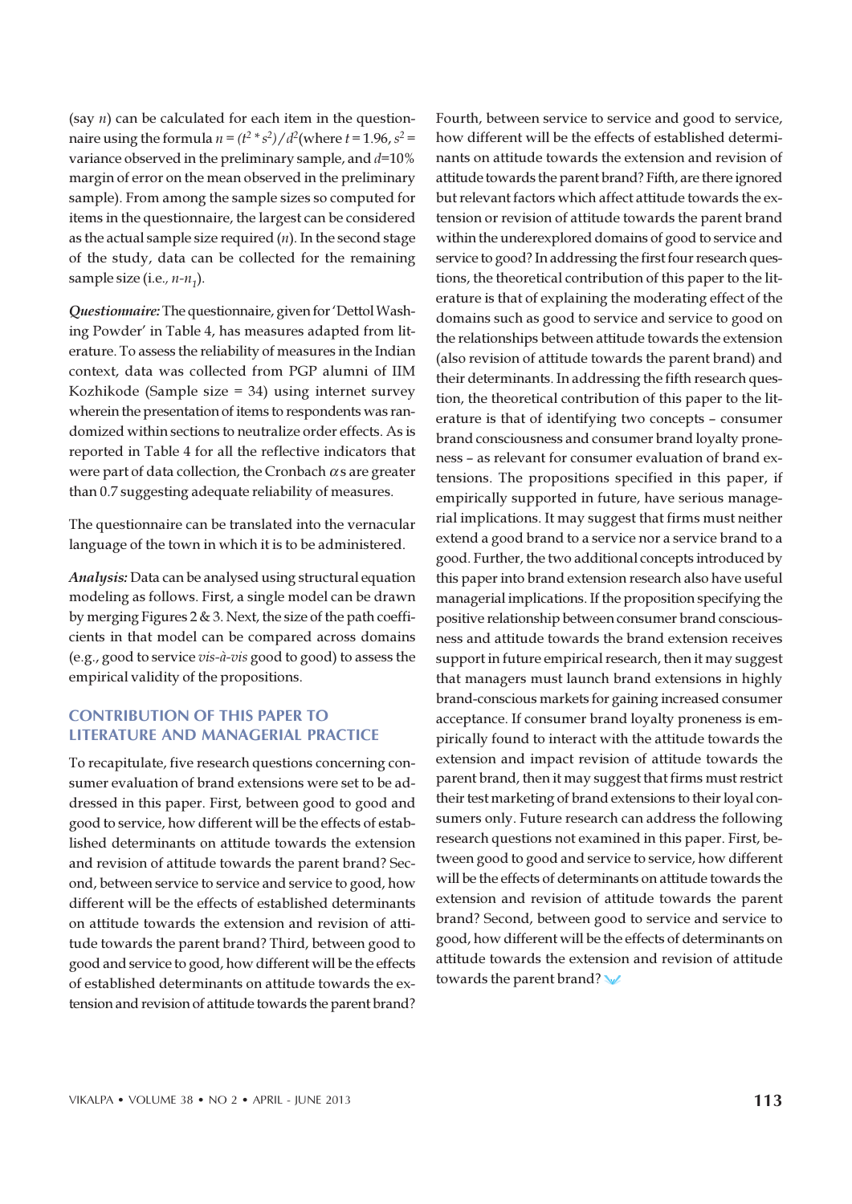(say $n$) can be calculated for each item in the questionnaire using the formula $n = (t^2 * s^2)/d^2$(where $t = 1.96$, $s^2$ = variance observed in the preliminary sample, and $d$=10% margin of error on the mean observed in the preliminary sample). From among the sample sizes so computed for items in the questionnaire, the largest can be considered as the actual sample size required ($n$). In the second stage of the study, data can be collected for the remaining sample size (i.e., $n$-$n_1$).

***Questionnaire:*** The questionnaire, given for 'Dettol Washing Powder' in Table 4, has measures adapted from literature. To assess the reliability of measures in the Indian context, data was collected from PGP alumni of IIM Kozhikode (Sample size = 34) using internet survey wherein the presentation of items to respondents was randomized within sections to neutralize order effects. As is reported in Table 4 for all the reflective indicators that were part of data collection, the Cronbach $\alpha$s are greater than 0.7 suggesting adequate reliability of measures.

The questionnaire can be translated into the vernacular language of the town in which it is to be administered.

***Analysis:*** Data can be analysed using structural equation modeling as follows. First, a single model can be drawn by merging Figures 2 & 3. Next, the size of the path coefficients in that model can be compared across domains (e.g., good to service *vis-à-vis* good to good) to assess the empirical validity of the propositions.

## CONTRIBUTION OF THIS PAPER TO LITERATURE AND MANAGERIAL PRACTICE

To recapitulate, five research questions concerning consumer evaluation of brand extensions were set to be addressed in this paper. First, between good to good and good to service, how different will be the effects of established determinants on attitude towards the extension and revision of attitude towards the parent brand? Second, between service to service and service to good, how different will be the effects of established determinants on attitude towards the extension and revision of attitude towards the parent brand? Third, between good to good and service to good, how different will be the effects of established determinants on attitude towards the extension and revision of attitude towards the parent brand? Fourth, between service to service and good to service, how different will be the effects of established determinants on attitude towards the extension and revision of attitude towards the parent brand? Fifth, are there ignored but relevant factors which affect attitude towards the extension or revision of attitude towards the parent brand within the underexplored domains of good to service and service to good? In addressing the first four research questions, the theoretical contribution of this paper to the literature is that of explaining the moderating effect of the domains such as good to service and service to good on the relationships between attitude towards the extension (also revision of attitude towards the parent brand) and their determinants. In addressing the fifth research question, the theoretical contribution of this paper to the literature is that of identifying two concepts – consumer brand consciousness and consumer brand loyalty proneness – as relevant for consumer evaluation of brand extensions. The propositions specified in this paper, if empirically supported in future, have serious managerial implications. It may suggest that firms must neither extend a good brand to a service nor a service brand to a good. Further, the two additional concepts introduced by this paper into brand extension research also have useful managerial implications. If the proposition specifying the positive relationship between consumer brand consciousness and attitude towards the brand extension receives support in future empirical research, then it may suggest that managers must launch brand extensions in highly brand-conscious markets for gaining increased consumer acceptance. If consumer brand loyalty proneness is empirically found to interact with the attitude towards the extension and impact revision of attitude towards the parent brand, then it may suggest that firms must restrict their test marketing of brand extensions to their loyal consumers only. Future research can address the following research questions not examined in this paper. First, between good to good and service to service, how different will be the effects of determinants on attitude towards the extension and revision of attitude towards the parent brand? Second, between good to service and service to good, how different will be the effects of determinants on attitude towards the extension and revision of attitude towards the parent brand?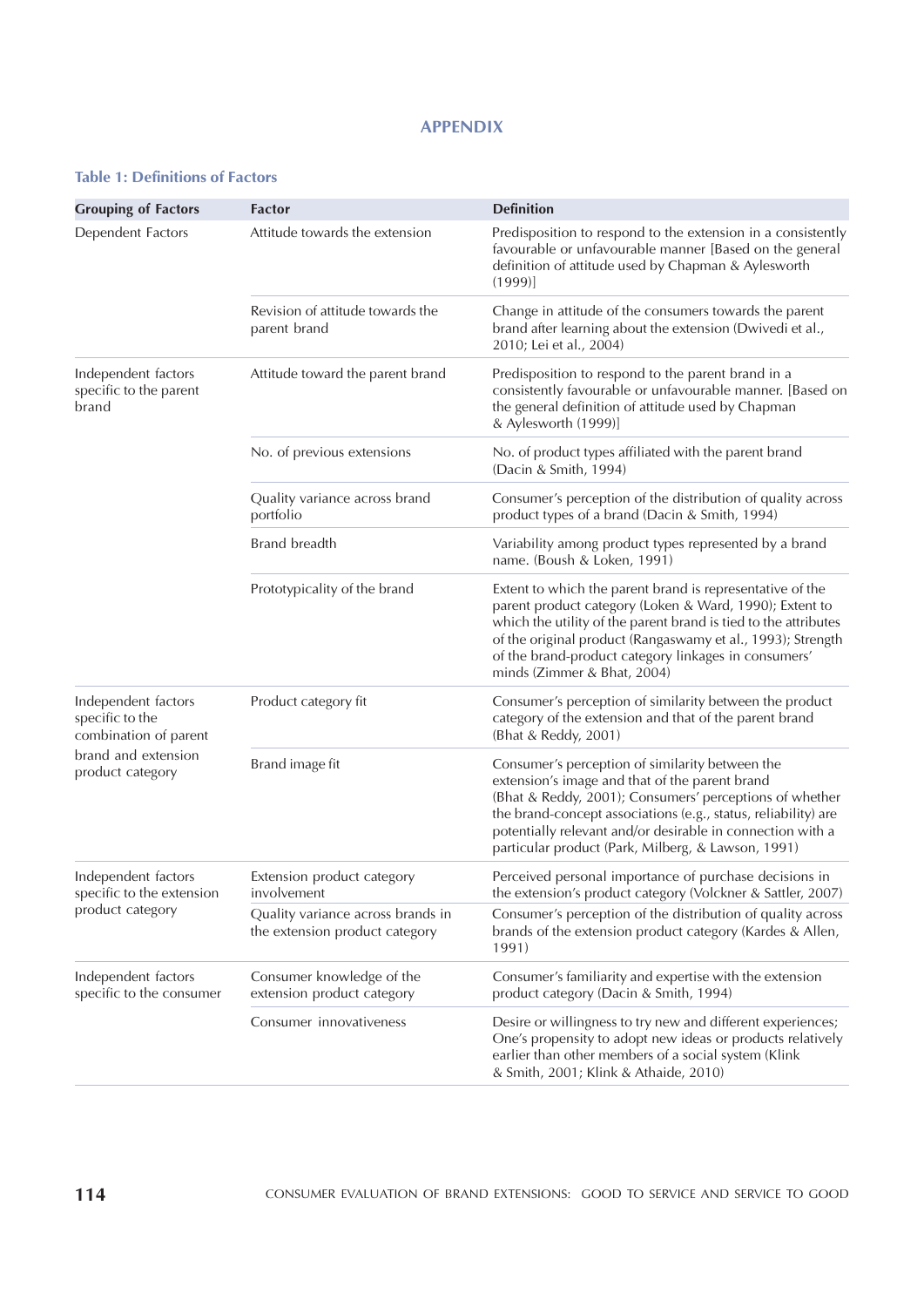## APPENDIX

### Table 1: Definitions of Factors

| Grouping of Factors | Factor | Definition |
|---|---|---|
| Dependent Factors | Attitude towards the extension | Predisposition to respond to the extension in a consistently favourable or unfavourable manner [Based on the general definition of attitude used by Chapman & Aylesworth (1999)] |
| | Revision of attitude towards the parent brand | Change in attitude of the consumers towards the parent brand after learning about the extension (Dwivedi et al., 2010; Lei et al., 2004) |
| Independent factors specific to the parent brand | Attitude toward the parent brand | Predisposition to respond to the parent brand in a consistently favourable or unfavourable manner. [Based on the general definition of attitude used by Chapman & Aylesworth (1999)] |
| | No. of previous extensions | No. of product types affiliated with the parent brand (Dacin & Smith, 1994) |
| | Quality variance across brand portfolio | Consumer's perception of the distribution of quality across product types of a brand (Dacin & Smith, 1994) |
| | Brand breadth | Variability among product types represented by a brand name. (Bousch & Loken, 1991) |
| | Prototypicality of the brand | Extent to which the parent brand is representative of the parent product category (Loken & Ward, 1990); Extent to which the utility of the parent brand is tied to the attributes of the original product (Rangaswamy et al., 1993); Strength of the brand-product category linkages in consumers' minds (Zimmer & Bhat, 2004) |
| Independent factors specific to the combination of parent brand and extension product category | Product category fit | Consumer's perception of similarity between the product category of the extension and that of the parent brand (Bhat & Reddy, 2001) |
| | Brand image fit | Consumer's perception of similarity between the extension's image and that of the parent brand (Bhat & Reddy, 2001); Consumers' perceptions of whether the brand-concept associations (e.g., status, reliability) are potentially relevant and/or desirable in connection with a particular product (Park, Milberg, & Lawson, 1991) |
| Independent factors specific to the extension product category | Extension product category involvement | Perceived personal importance of purchase decisions in the extension's product category (Volckner & Sattler, 2007) |
| | Quality variance across brands in the extension product category | Consumer's perception of the distribution of quality across brands of the extension product category (Kardes & Allen, 1991) |
| Independent factors specific to the consumer | Consumer knowledge of the extension product category | Consumer's familiarity and expertise with the extension product category (Dacin & Smith, 1994) |
| | Consumer innovativeness | Desire or willingness to try new and different experiences; One's propensity to adopt new ideas or products relatively earlier than other members of a social system (Klink & Smith, 2001; Klink & Athaide, 2010) |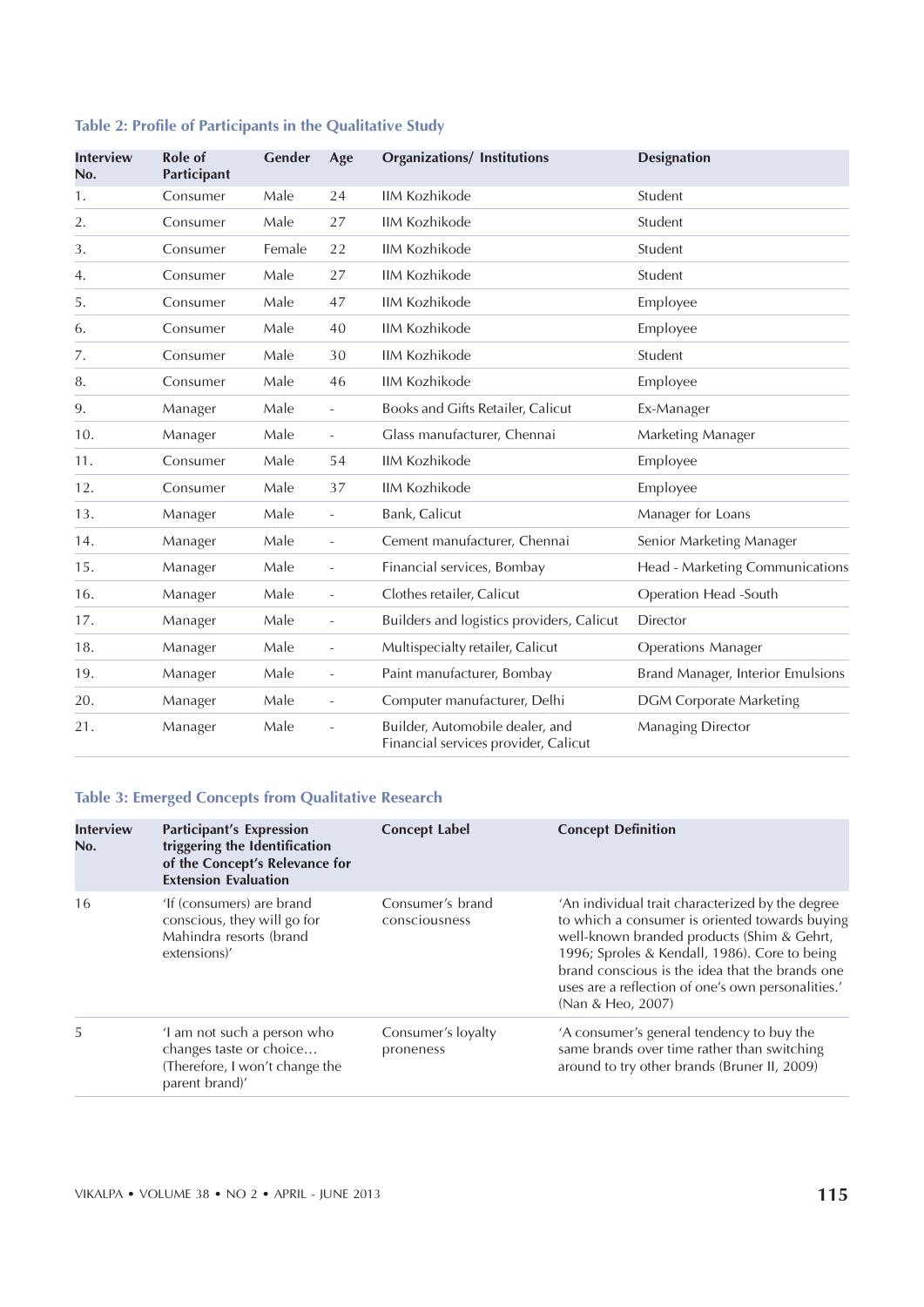**Table 2: Profile of Participants in the Qualitative Study**

| Interview No. | Role of Participant | Gender | Age | Organizations/ Institutions | Designation |
|---|---|---|---|---|---|
| 1. | Consumer | Male | 24 | IIM Kozhikode | Student |
| 2. | Consumer | Male | 27 | IIM Kozhikode | Student |
| 3. | Consumer | Female | 22 | IIM Kozhikode | Student |
| 4. | Consumer | Male | 27 | IIM Kozhikode | Student |
| 5. | Consumer | Male | 47 | IIM Kozhikode | Employee |
| 6. | Consumer | Male | 40 | IIM Kozhikode | Employee |
| 7. | Consumer | Male | 30 | IIM Kozhikode | Student |
| 8. | Consumer | Male | 46 | IIM Kozhikode | Employee |
| 9. | Manager | Male | - | Books and Gifts Retailer, Calicut | Ex-Manager |
| 10. | Manager | Male | - | Glass manufacturer, Chennai | Marketing Manager |
| 11. | Consumer | Male | 54 | IIM Kozhikode | Employee |
| 12. | Consumer | Male | 37 | IIM Kozhikode | Employee |
| 13. | Manager | Male | - | Bank, Calicut | Manager for Loans |
| 14. | Manager | Male | - | Cement manufacturer, Chennai | Senior Marketing Manager |
| 15. | Manager | Male | - | Financial services, Bombay | Head - Marketing Communications |
| 16. | Manager | Male | - | Clothes retailer, Calicut | Operation Head -South |
| 17. | Manager | Male | - | Builders and logistics providers, Calicut | Director |
| 18. | Manager | Male | - | Multispecialty retailer, Calicut | Operations Manager |
| 19. | Manager | Male | - | Paint manufacturer, Bombay | Brand Manager, Interior Emulsions |
| 20. | Manager | Male | - | Computer manufacturer, Delhi | DGM Corporate Marketing |
| 21. | Manager | Male | - | Builder, Automobile dealer, and Financial services provider, Calicut | Managing Director |

**Table 3: Emerged Concepts from Qualitative Research**

| Interview No. | Participant's Expression triggering the Identification of the Concept's Relevance for Extension Evaluation | Concept Label | Concept Definition |
|---|---|---|---|
| 16 | 'If (consumers) are brand conscious, they will go for Mahindra resorts (brand extensions)' | Consumer's brand consciousness | 'An individual trait characterized by the degree to which a consumer is oriented towards buying well-known branded products (Shim & Gehrt, 1996; Sproles & Kendall, 1986). Core to being brand conscious is the idea that the brands one uses are a reflection of one's own personalities.' (Nan & Heo, 2007) |
| 5 | 'I am not such a person who changes taste or choice… (Therefore, I won't change the parent brand)' | Consumer's loyalty proneness | 'A consumer's general tendency to buy the same brands over time rather than switching around to try other brands (Bruner II, 2009) |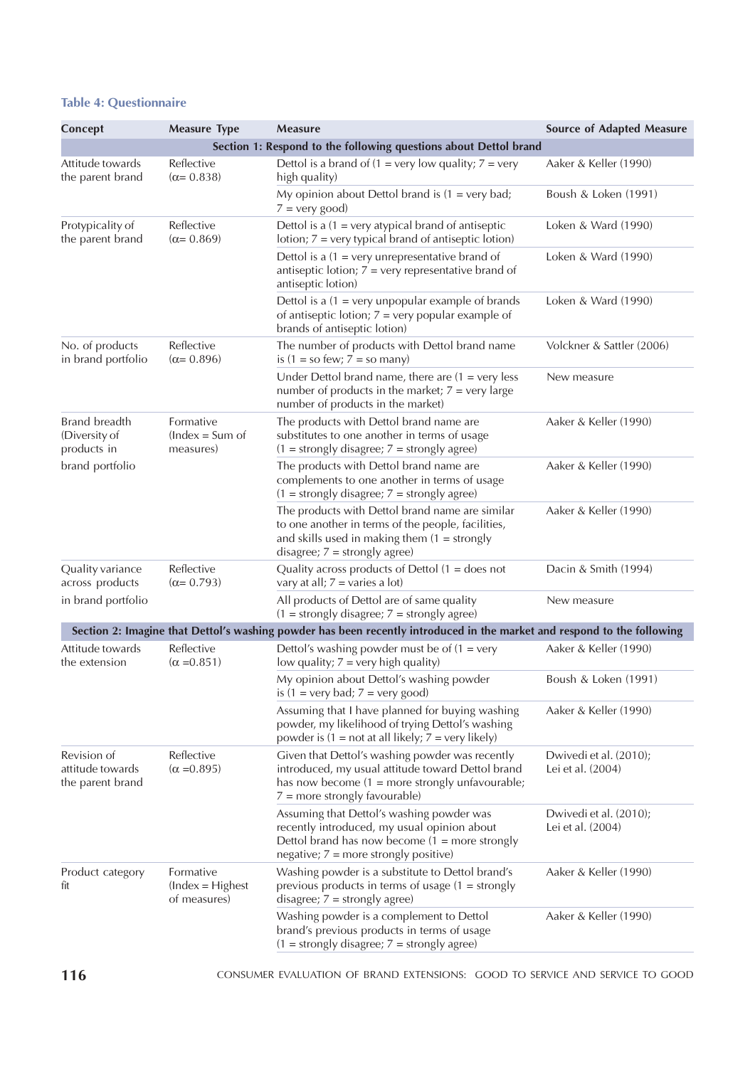**Table 4: Questionnaire**

| Concept | Measure Type | Measure | Source of Adapted Measure |
|---|---|---|---|
| **Section 1: Respond to the following questions about Dettol brand** | | | |
| Attitude towards the parent brand | Reflective (α= 0.838) | Dettol is a brand of (1 = very low quality; 7 = very high quality) | Aaker & Keller (1990) |
| | | My opinion about Dettol brand is (1 = very bad; 7 = very good) | Boush & Loken (1991) |
| Protypicality of the parent brand | Reflective (α= 0.869) | Dettol is a (1 = very atypical brand of antiseptic lotion; 7 = very typical brand of antiseptic lotion) | Loken & Ward (1990) |
| | | Dettol is a (1 = very unrepresentative brand of antiseptic lotion; 7 = very representative brand of antiseptic lotion) | Loken & Ward (1990) |
| | | Dettol is a (1 = very unpopular example of brands of antiseptic lotion; 7 = very popular example of brands of antiseptic lotion) | Loken & Ward (1990) |
| No. of products in brand portfolio | Reflective (α= 0.896) | The number of products with Dettol brand name is (1 = so few; 7 = so many) | Volckner & Sattler (2006) |
| | | Under Dettol brand name, there are (1 = very less number of products in the market; 7 = very large number of products in the market) | New measure |
| Brand breadth (Diversity of products in brand portfolio | Formative (Index = Sum of measures) | The products with Dettol brand name are substitutes to one another in terms of usage (1 = strongly disagree; 7 = strongly agree) | Aaker & Keller (1990) |
| | | The products with Dettol brand name are complements to one another in terms of usage (1 = strongly disagree; 7 = strongly agree) | Aaker & Keller (1990) |
| | | The products with Dettol brand name are similar to one another in terms of the people, facilities, and skills used in making them (1 = strongly disagree; 7 = strongly agree) | Aaker & Keller (1990) |
| Quality variance across products in brand portfolio | Reflective (α= 0.793) | Quality across products of Dettol (1 = does not vary at all; 7 = varies a lot) | Dacin & Smith (1994) |
| | | All products of Dettol are of same quality (1 = strongly disagree; 7 = strongly agree) | New measure |
| **Section 2: Imagine that Dettol's washing powder has been recently introduced in the market and respond to the following** | | | |
| Attitude towards the extension | Reflective (α =0.851) | Dettol's washing powder must be of (1 = very low quality; 7 = very high quality) | Aaker & Keller (1990) |
| | | My opinion about Dettol's washing powder is (1 = very bad; 7 = very good) | Boush & Loken (1991) |
| | | Assuming that I have planned for buying washing powder, my likelihood of trying Dettol's washing powder is (1 = not at all likely; 7 = very likely) | Aaker & Keller (1990) |
| Revision of attitude towards the parent brand | Reflective (α =0.895) | Given that Dettol's washing powder was recently introduced, my usual attitude toward Dettol brand has now become (1 = more strongly unfavourable; 7 = more strongly favourable) | Dwivedi et al. (2010); Lei et al. (2004) |
| | | Assuming that Dettol's washing powder was recently introduced, my usual opinion about Dettol brand has now become (1 = more strongly negative; 7 = more strongly positive) | Dwivedi et al. (2010); Lei et al. (2004) |
| Product category fit | Formative (Index = Highest of measures) | Washing powder is a substitute to Dettol brand's previous products in terms of usage (1 = strongly disagree; 7 = strongly agree) | Aaker & Keller (1990) |
| | | Washing powder is a complement to Dettol brand's previous products in terms of usage (1 = strongly disagree; 7 = strongly agree) | Aaker & Keller (1990) |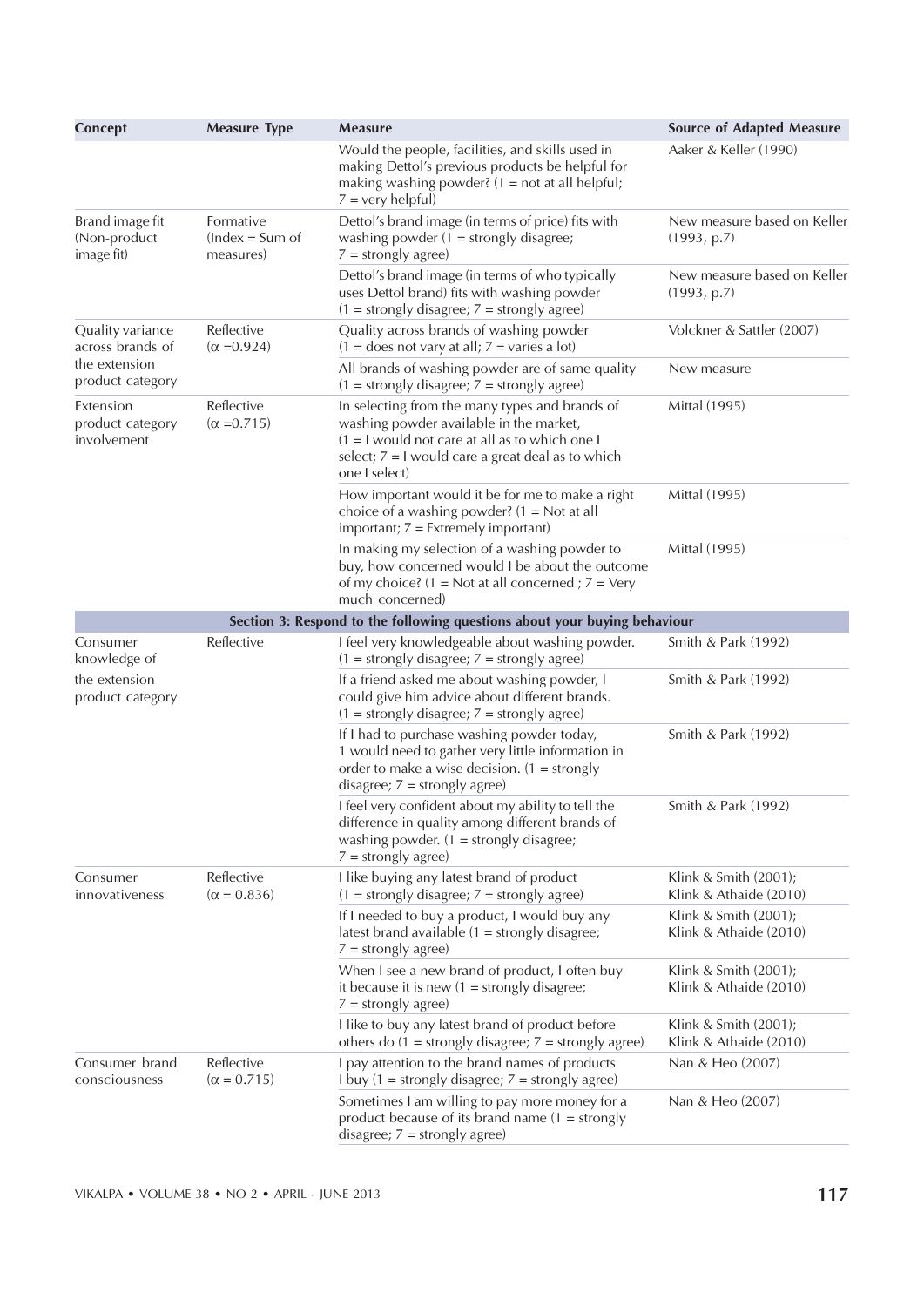| Concept | Measure Type | Measure | Source of Adapted Measure |
|---|---|---|---|
| | | Would the people, facilities, and skills used in making Dettol's previous products be helpful for making washing powder? (1 = not at all helpful; 7 = very helpful) | Aaker & Keller (1990) |
| Brand image fit (Non-product image fit) | Formative (Index = Sum of measures) | Dettol's brand image (in terms of price) fits with washing powder (1 = strongly disagree; 7 = strongly agree) | New measure based on Keller (1993, p.7) |
| | | Dettol's brand image (in terms of who typically uses Dettol brand) fits with washing powder (1 = strongly disagree; 7 = strongly agree) | New measure based on Keller (1993, p.7) |
| Quality variance across brands of the extension product category | Reflective ($\alpha$ =0.924) | Quality across brands of washing powder (1 = does not vary at all; 7 = varies a lot) | Volckner & Sattler (2007) |
| | | All brands of washing powder are of same quality (1 = strongly disagree; 7 = strongly agree) | New measure |
| Extension product category involvement | Reflective ($\alpha$ =0.715) | In selecting from the many types and brands of washing powder available in the market, (1 = I would not care at all as to which one I select; 7 = I would care a great deal as to which one I select) | Mittal (1995) |
| | | How important would it be for me to make a right choice of a washing powder? (1 = Not at all important; 7 = Extremely important) | Mittal (1995) |
| | | In making my selection of a washing powder to buy, how concerned would I be about the outcome of my choice? (1 = Not at all concerned ; 7 = Very much concerned) | Mittal (1995) |
| **Section 3: Respond to the following questions about your buying behaviour** | | | |
| Consumer knowledge of the extension product category | Reflective | I feel very knowledgeable about washing powder. (1 = strongly disagree; 7 = strongly agree) | Smith & Park (1992) |
| | | If a friend asked me about washing powder, I could give him advice about different brands. (1 = strongly disagree; 7 = strongly agree) | Smith & Park (1992) |
| | | If I had to purchase washing powder today, 1 would need to gather very little information in order to make a wise decision. (1 = strongly disagree; 7 = strongly agree) | Smith & Park (1992) |
| | | I feel very confident about my ability to tell the difference in quality among different brands of washing powder. (1 = strongly disagree; 7 = strongly agree) | Smith & Park (1992) |
| Consumer innovativeness | Reflective ($\alpha$ = 0.836) | I like buying any latest brand of product (1 = strongly disagree; 7 = strongly agree) | Klink & Smith (2001); Klink & Athaide (2010) |
| | | If I needed to buy a product, I would buy any latest brand available (1 = strongly disagree; 7 = strongly agree) | Klink & Smith (2001); Klink & Athaide (2010) |
| | | When I see a new brand of product, I often buy it because it is new (1 = strongly disagree; 7 = strongly agree) | Klink & Smith (2001); Klink & Athaide (2010) |
| | | I like to buy any latest brand of product before others do (1 = strongly disagree; 7 = strongly agree) | Klink & Smith (2001); Klink & Athaide (2010) |
| Consumer brand consciousness | Reflective ($\alpha$ = 0.715) | I pay attention to the brand names of products I buy (1 = strongly disagree; 7 = strongly agree) | Nan & Heo (2007) |
| | | Sometimes I am willing to pay more money for a product because of its brand name (1 = strongly disagree; 7 = strongly agree) | Nan & Heo (2007) |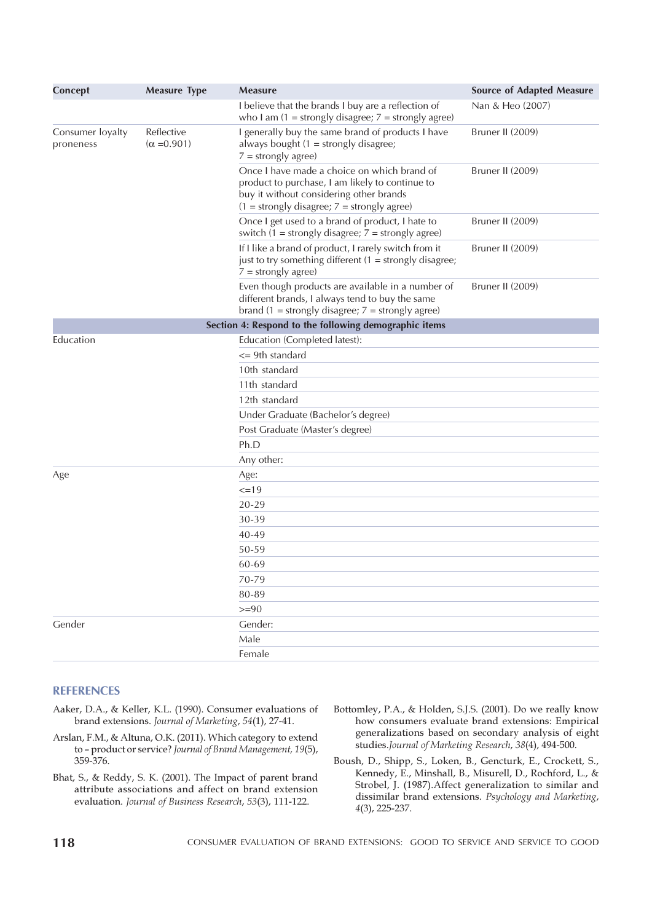| Concept | Measure Type | Measure | Source of Adapted Measure |
|---|---|---|---|
| | | I believe that the brands I buy are a reflection of who I am (1 = strongly disagree; 7 = strongly agree) | Nan & Heo (2007) |
| Consumer loyalty proneness | Reflective ($\alpha$ =0.901) | I generally buy the same brand of products I have always bought (1 = strongly disagree; 7 = strongly agree) | Bruner II (2009) |
| | | Once I have made a choice on which brand of product to purchase, I am likely to continue to buy it without considering other brands (1 = strongly disagree; 7 = strongly agree) | Bruner II (2009) |
| | | Once I get used to a brand of product, I hate to switch (1 = strongly disagree; 7 = strongly agree) | Bruner II (2009) |
| | | If I like a brand of product, I rarely switch from it just to try something different (1 = strongly disagree; 7 = strongly agree) | Bruner II (2009) |
| | | Even though products are available in a number of different brands, I always tend to buy the same brand (1 = strongly disagree; 7 = strongly agree) | Bruner II (2009) |
| **Section 4: Respond to the following demographic items** | | | |
| Education | | Education (Completed latest): | |
| | | <= 9th standard | |
| | | 10th standard | |
| | | 11th standard | |
| | | 12th standard | |
| | | Under Graduate (Bachelor's degree) | |
| | | Post Graduate (Master's degree) | |
| | | Ph.D | |
| | | Any other: | |
| Age | | Age: | |
| | | <=19 | |
| | | 20-29 | |
| | | 30-39 | |
| | | 40-49 | |
| | | 50-59 | |
| | | 60-69 | |
| | | 70-79 | |
| | | 80-89 | |
| | | >=90 | |
| Gender | | Gender: | |
| | | Male | |
| | | Female | |

## REFERENCES

Aaker, D.A., & Keller, K.L. (1990). Consumer evaluations of brand extensions. *Journal of Marketing*, *54*(1), 27-41.

Arslan, F.M., & Altuna, O.K. (2011). Which category to extend to – product or service? *Journal of Brand Management, 19*(5), 359-376.

Bhat, S., & Reddy, S. K. (2001). The Impact of parent brand attribute associations and affect on brand extension evaluation. *Journal of Business Research*, *53*(3), 111-122.

Bottomley, P.A., & Holden, S.J.S. (2001). Do we really know how consumers evaluate brand extensions: Empirical generalizations based on secondary analysis of eight studies.*Journal of Marketing Research*, *38*(4), 494-500.

Boush, D., Shipp, S., Loken, B., Gencturk, E., Crockett, S., Kennedy, E., Minshall, B., Misurell, D., Rochford, L., & Strobel, J. (1987).Affect generalization to similar and dissimilar brand extensions. *Psychology and Marketing*, *4*(3), 225-237.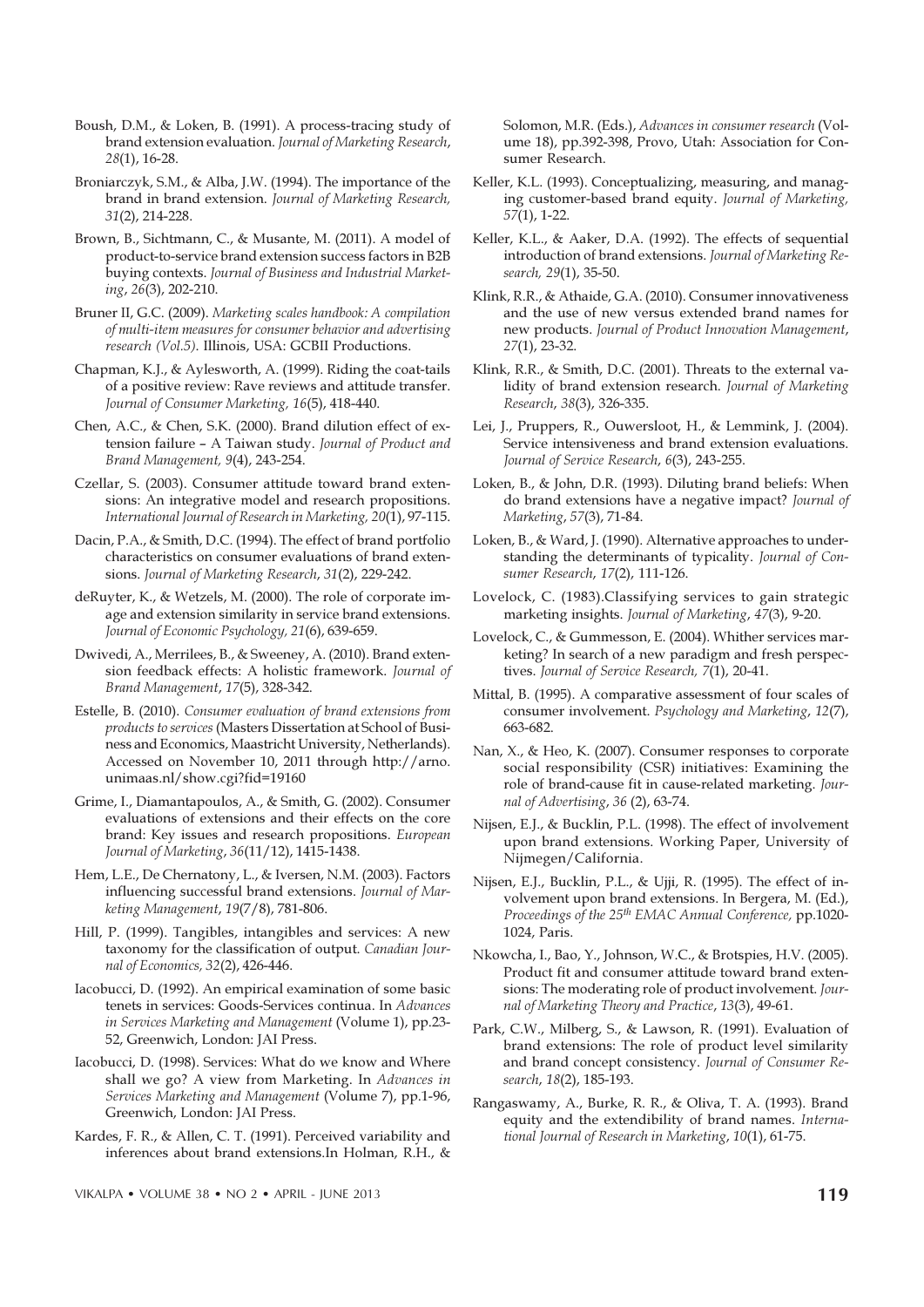Boush, D.M., & Loken, B. (1991). A process-tracing study of brand extension evaluation. *Journal of Marketing Research*, *28*(1), 16-28.

Broniarczyk, S.M., & Alba, J.W. (1994). The importance of the brand in brand extension. *Journal of Marketing Research, 31*(2), 214-228.

Brown, B., Sichtmann, C., & Musante, M. (2011). A model of product-to-service brand extension success factors in B2B buying contexts. *Journal of Business and Industrial Marketing*, *26*(3), 202-210.

Bruner II, G.C. (2009). *Marketing scales handbook: A compilation of multi-item measures for consumer behavior and advertising research (Vol.5)*. Illinois, USA: GCBII Productions.

Chapman, K.J., & Aylesworth, A. (1999). Riding the coat-tails of a positive review: Rave reviews and attitude transfer. *Journal of Consumer Marketing, 16*(5), 418-440.

Chen, A.C., & Chen, S.K. (2000). Brand dilution effect of extension failure – A Taiwan study. *Journal of Product and Brand Management, 9*(4), 243-254.

Czellar, S. (2003). Consumer attitude toward brand extensions: An integrative model and research propositions. *International Journal of Research in Marketing, 20*(1), 97-115.

Dacin, P.A., & Smith, D.C. (1994). The effect of brand portfolio characteristics on consumer evaluations of brand extensions. *Journal of Marketing Research*, *31*(2), 229-242.

deRuyter, K., & Wetzels, M. (2000). The role of corporate image and extension similarity in service brand extensions. *Journal of Economic Psychology, 21*(6), 639-659.

Dwivedi, A., Merrilees, B., & Sweeney, A. (2010). Brand extension feedback effects: A holistic framework. *Journal of Brand Management*, *17*(5), 328-342.

Estelle, B. (2010). *Consumer evaluation of brand extensions from products to services* (Masters Dissertation at School of Business and Economics, Maastricht University, Netherlands). Accessed on November 10, 2011 through http://arno.unimaas.nl/show.cgi?fid=19160

Grime, I., Diamantapoulos, A., & Smith, G. (2002). Consumer evaluations of extensions and their effects on the core brand: Key issues and research propositions. *European Journal of Marketing*, *36*(11/12), 1415-1438.

Hem, L.E., De Chernatony, L., & Iversen, N.M. (2003). Factors influencing successful brand extensions. *Journal of Marketing Management*, *19*(7/8), 781-806.

Hill, P. (1999). Tangibles, intangibles and services: A new taxonomy for the classification of output. *Canadian Journal of Economics, 32*(2), 426-446.

Iacobucci, D. (1992). An empirical examination of some basic tenets in services: Goods-Services continua. In *Advances in Services Marketing and Management* (Volume 1), pp.23-52, Greenwich, London: JAI Press.

Iacobucci, D. (1998). Services: What do we know and Where shall we go? A view from Marketing. In *Advances in Services Marketing and Management* (Volume 7), pp.1-96, Greenwich, London: JAI Press.

Kardes, F. R., & Allen, C. T. (1991). Perceived variability and inferences about brand extensions.In Holman, R.H., & Solomon, M.R. (Eds.), *Advances in consumer research* (Volume 18), pp.392-398, Provo, Utah: Association for Consumer Research.

Keller, K.L. (1993). Conceptualizing, measuring, and managing customer-based brand equity. *Journal of Marketing, 57*(1), 1-22.

Keller, K.L., & Aaker, D.A. (1992). The effects of sequential introduction of brand extensions. *Journal of Marketing Research, 29*(1), 35-50.

Klink, R.R., & Athaide, G.A. (2010). Consumer innovativeness and the use of new versus extended brand names for new products. *Journal of Product Innovation Management*, *27*(1), 23-32.

Klink, R.R., & Smith, D.C. (2001). Threats to the external validity of brand extension research. *Journal of Marketing Research*, *38*(3), 326-335.

Lei, J., Pruppers, R., Ouwersloot, H., & Lemmink, J. (2004). Service intensiveness and brand extension evaluations. *Journal of Service Research*, *6*(3), 243-255.

Loken, B., & John, D.R. (1993). Diluting brand beliefs: When do brand extensions have a negative impact? *Journal of Marketing*, *57*(3), 71-84.

Loken, B., & Ward, J. (1990). Alternative approaches to understanding the determinants of typicality. *Journal of Consumer Research*, *17*(2), 111-126.

Lovelock, C. (1983).Classifying services to gain strategic marketing insights. *Journal of Marketing*, *47*(3), 9-20.

Lovelock, C., & Gummesson, E. (2004). Whither services marketing? In search of a new paradigm and fresh perspectives. *Journal of Service Research, 7*(1), 20-41.

Mittal, B. (1995). A comparative assessment of four scales of consumer involvement. *Psychology and Marketing*, *12*(7), 663-682.

Nan, X., & Heo, K. (2007). Consumer responses to corporate social responsibility (CSR) initiatives: Examining the role of brand-cause fit in cause-related marketing. *Journal of Advertising*, *36* (2), 63-74.

Nijsen, E.J., & Bucklin, P.L. (1998). The effect of involvement upon brand extensions. Working Paper, University of Nijmegen/California.

Nijsen, E.J., Bucklin, P.L., & Ujji, R. (1995). The effect of involvement upon brand extensions. In Bergera, M. (Ed.), *Proceedings of the 25th EMAC Annual Conference,* pp.1020-1024, Paris.

Nkowcha, I., Bao, Y., Johnson, W.C., & Brotspies, H.V. (2005). Product fit and consumer attitude toward brand extensions: The moderating role of product involvement. *Journal of Marketing Theory and Practice*, *13*(3), 49-61.

Park, C.W., Milberg, S., & Lawson, R. (1991). Evaluation of brand extensions: The role of product level similarity and brand concept consistency. *Journal of Consumer Research*, *18*(2), 185-193.

Rangaswamy, A., Burke, R. R., & Oliva, T. A. (1993). Brand equity and the extendibility of brand names. *International Journal of Research in Marketing*, *10*(1), 61-75.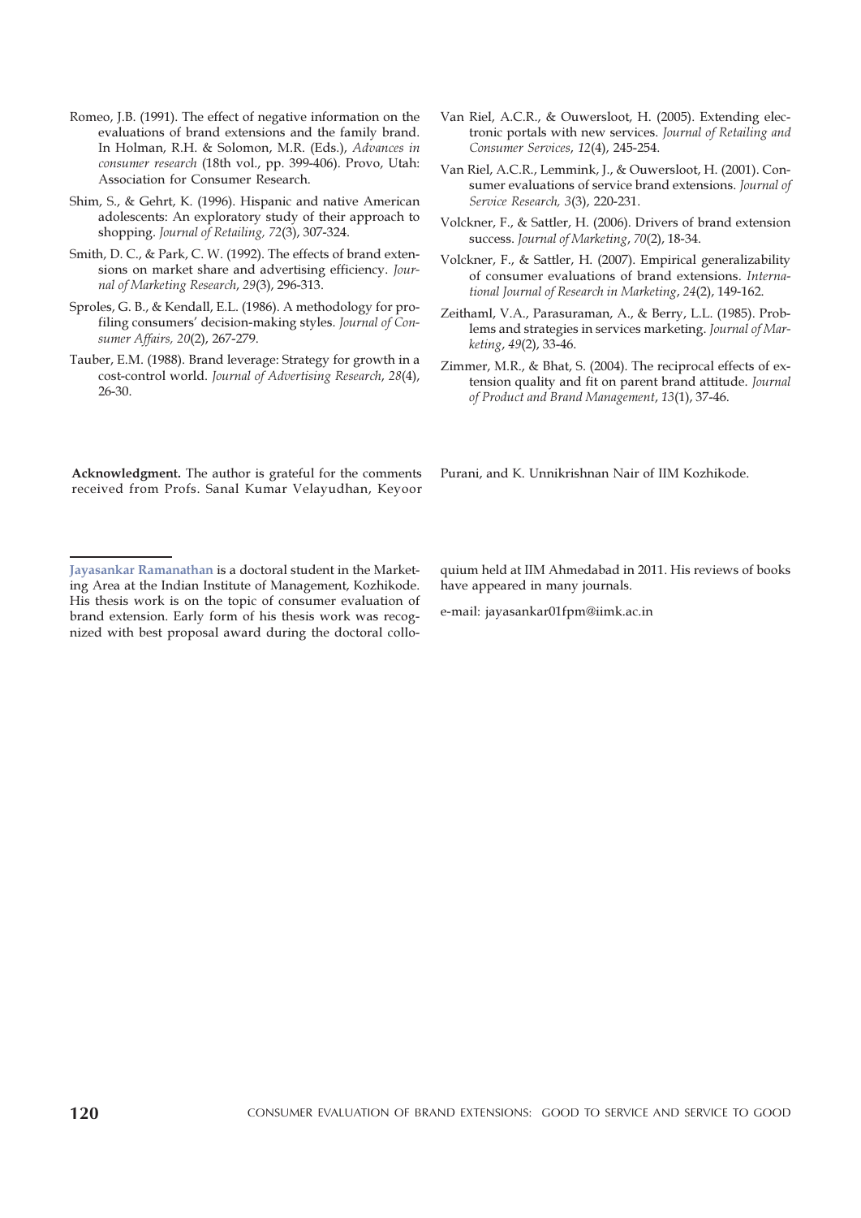Romeo, J.B. (1991). The effect of negative information on the evaluations of brand extensions and the family brand. In Holman, R.H. & Solomon, M.R. (Eds.), *Advances in consumer research* (18th vol., pp. 399-406). Provo, Utah: Association for Consumer Research.

Shim, S., & Gehrt, K. (1996). Hispanic and native American adolescents: An exploratory study of their approach to shopping. *Journal of Retailing, 72*(3), 307-324.

Smith, D. C., & Park, C. W. (1992). The effects of brand extensions on market share and advertising efficiency. *Journal of Marketing Research*, *29*(3), 296-313.

Sproles, G. B., & Kendall, E.L. (1986). A methodology for profiling consumers' decision-making styles. *Journal of Consumer Affairs, 20*(2), 267-279.

Tauber, E.M. (1988). Brand leverage: Strategy for growth in a cost-control world. *Journal of Advertising Research*, *28*(4), 26-30.

Van Riel, A.C.R., & Ouwersloot, H. (2005). Extending electronic portals with new services. *Journal of Retailing and Consumer Services*, *12*(4), 245-254.

Van Riel, A.C.R., Lemmink, J., & Ouwersloot, H. (2001). Consumer evaluations of service brand extensions. *Journal of Service Research, 3*(3), 220-231.

Volckner, F., & Sattler, H. (2006). Drivers of brand extension success. *Journal of Marketing*, *70*(2), 18-34.

Volckner, F., & Sattler, H. (2007). Empirical generalizability of consumer evaluations of brand extensions. *International Journal of Research in Marketing*, *24*(2), 149-162.

Zeithaml, V.A., Parasuraman, A., & Berry, L.L. (1985). Problems and strategies in services marketing. *Journal of Marketing*, *49*(2), 33-46.

Zimmer, M.R., & Bhat, S. (2004). The reciprocal effects of extension quality and fit on parent brand attitude. *Journal of Product and Brand Management*, *13*(1), 37-46.

**Acknowledgment.** The author is grateful for the comments received from Profs. Sanal Kumar Velayudhan, Keyoor Purani, and K. Unnikrishnan Nair of IIM Kozhikode.

---

**Jayasankar Ramanathan** is a doctoral student in the Marketing Area at the Indian Institute of Management, Kozhikode. His thesis work is on the topic of consumer evaluation of brand extension. Early form of his thesis work was recognized with best proposal award during the doctoral colloquium held at IIM Ahmedabad in 2011. His reviews of books have appeared in many journals.

e-mail: jayasankar01fpm@iimk.ac.in